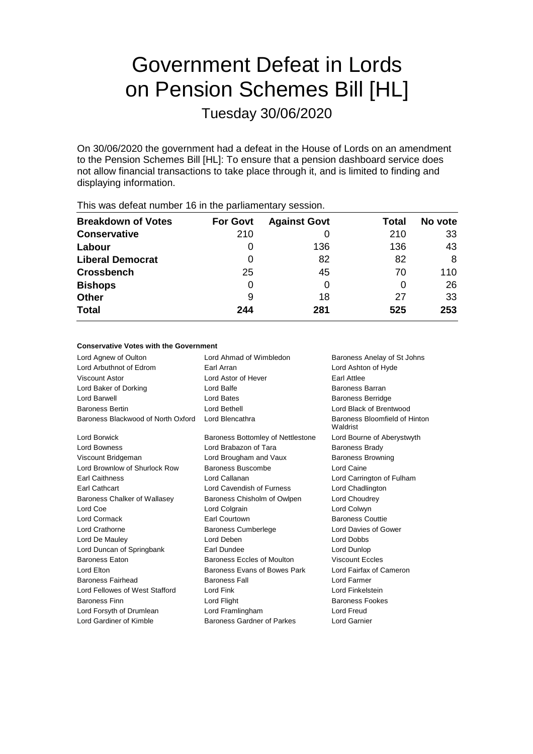# Government Defeat in Lords on Pension Schemes Bill [HL]

Tuesday 30/06/2020

On 30/06/2020 the government had a defeat in the House of Lords on an amendment to the Pension Schemes Bill [HL]: To ensure that a pension dashboard service does not allow financial transactions to take place through it, and is limited to finding and displaying information.

This was defeat number 16 in the parliamentary session.

| Breakdown of Votes | For Govt | Against Govt | Total | No vote |
|---|---|---|---|---|
| **Conservative** | 210 | 0 | 210 | 33 |
| **Labour** | 0 | 136 | 136 | 43 |
| **Liberal Democrat** | 0 | 82 | 82 | 8 |
| **Crossbench** | 25 | 45 | 70 | 110 |
| **Bishops** | 0 | 0 | 0 | 26 |
| **Other** | 9 | 18 | 27 | 33 |
| **Total** | **244** | **281** | **525** | **253** |

**Conservative Votes with the Government**

| | | |
|---|---|---|
| Lord Agnew of Oulton | Lord Ahmad of Wimbledon | Baroness Anelay of St Johns |
| Lord Arbuthnot of Edrom | Earl Arran | Lord Ashton of Hyde |
| Viscount Astor | Lord Astor of Hever | Earl Attlee |
| Lord Baker of Dorking | Lord Balfe | Baroness Barran |
| Lord Barwell | Lord Bates | Baroness Berridge |
| Baroness Bertin | Lord Bethell | Lord Black of Brentwood |
| Baroness Blackwood of North Oxford | Lord Blencathra | Baroness Bloomfield of Hinton Waldrist |
| Lord Borwick | Baroness Bottomley of Nettlestone | Lord Bourne of Aberystwyth |
| Lord Bowness | Lord Brabazon of Tara | Baroness Brady |
| Viscount Bridgeman | Lord Brougham and Vaux | Baroness Browning |
| Lord Brownlow of Shurlock Row | Baroness Buscombe | Lord Caine |
| Earl Caithness | Lord Callanan | Lord Carrington of Fulham |
| Earl Cathcart | Lord Cavendish of Furness | Lord Chadlington |
| Baroness Chalker of Wallasey | Baroness Chisholm of Owlpen | Lord Choudrey |
| Lord Coe | Lord Colgrain | Lord Colwyn |
| Lord Cormack | Earl Courtown | Baroness Couttie |
| Lord Crathorne | Baroness Cumberlege | Lord Davies of Gower |
| Lord De Mauley | Lord Deben | Lord Dobbs |
| Lord Duncan of Springbank | Earl Dundee | Lord Dunlop |
| Baroness Eaton | Baroness Eccles of Moulton | Viscount Eccles |
| Lord Elton | Baroness Evans of Bowes Park | Lord Fairfax of Cameron |
| Baroness Fairhead | Baroness Fall | Lord Farmer |
| Lord Fellowes of West Stafford | Lord Fink | Lord Finkelstein |
| Baroness Finn | Lord Flight | Baroness Fookes |
| Lord Forsyth of Drumlean | Lord Framlingham | Lord Freud |
| Lord Gardiner of Kimble | Baroness Gardner of Parkes | Lord Garnier |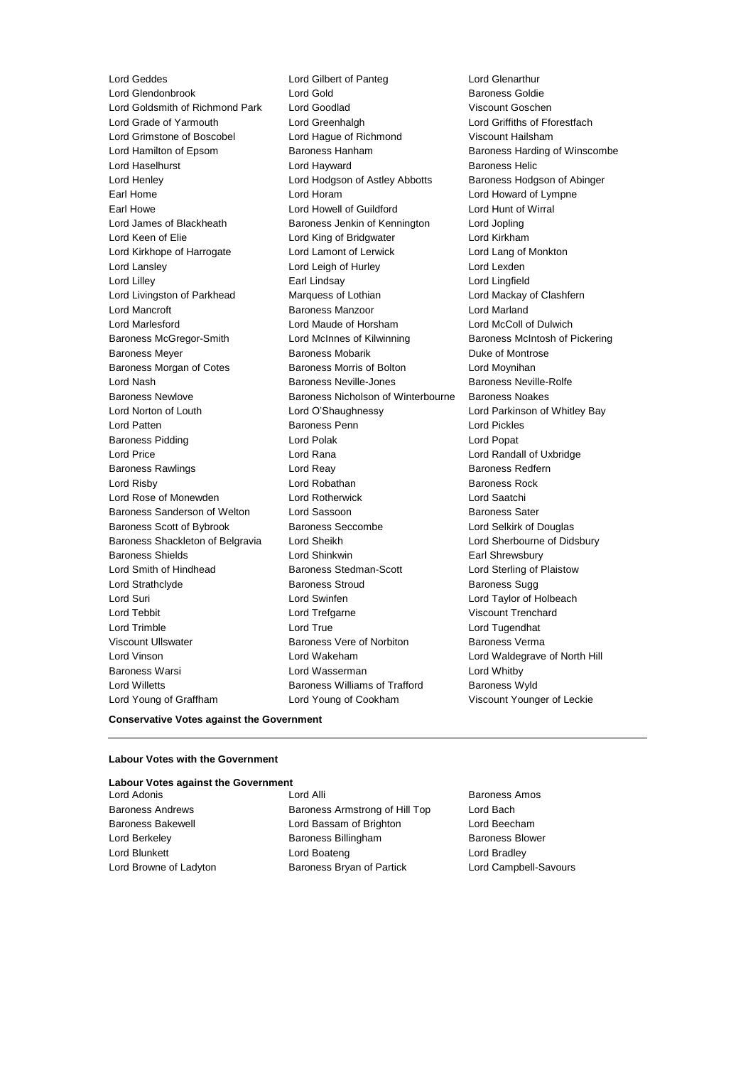Lord Geddes
Lord Gilbert of Panteg
Lord Glenarthur
Lord Glendonbrook
Lord Gold
Baroness Goldie
Lord Goldsmith of Richmond Park
Lord Goodlad
Viscount Goschen
Lord Grade of Yarmouth
Lord Greenhalgh
Lord Griffiths of Fforestfach
Lord Grimstone of Boscobel
Lord Hague of Richmond
Viscount Hailsham
Lord Hamilton of Epsom
Baroness Hanham
Baroness Harding of Winscombe
Lord Haselhurst
Lord Hayward
Baroness Helic
Lord Henley
Lord Hodgson of Astley Abbotts
Baroness Hodgson of Abinger
Earl Home
Lord Horam
Lord Howard of Lympne
Earl Howe
Lord Howell of Guildford
Lord Hunt of Wirral
Lord James of Blackheath
Baroness Jenkin of Kennington
Lord Jopling
Lord Keen of Elie
Lord King of Bridgwater
Lord Kirkham
Lord Kirkhope of Harrogate
Lord Lamont of Lerwick
Lord Lang of Monkton
Lord Lansley
Lord Leigh of Hurley
Lord Lexden
Lord Lilley
Earl Lindsay
Lord Lingfield
Lord Livingston of Parkhead
Marquess of Lothian
Lord Mackay of Clashfern
Lord Mancroft
Baroness Manzoor
Lord Marland
Lord Marlesford
Lord Maude of Horsham
Lord McColl of Dulwich
Baroness McGregor-Smith
Lord McInnes of Kilwinning
Baroness McIntosh of Pickering
Baroness Meyer
Baroness Mobarik
Duke of Montrose
Baroness Morgan of Cotes
Baroness Morris of Bolton
Lord Moynihan
Lord Nash
Baroness Neville-Jones
Baroness Neville-Rolfe
Baroness Newlove
Baroness Nicholson of Winterbourne
Baroness Noakes
Lord Norton of Louth
Lord O'Shaughnessy
Lord Parkinson of Whitley Bay
Lord Patten
Baroness Penn
Lord Pickles
Baroness Pidding
Lord Polak
Lord Popat
Lord Price
Lord Rana
Lord Randall of Uxbridge
Baroness Rawlings
Lord Reay
Baroness Redfern
Lord Risby
Lord Robathan
Baroness Rock
Lord Rose of Monewden
Lord Rotherwick
Lord Saatchi
Baroness Sanderson of Welton
Lord Sassoon
Baroness Sater
Baroness Scott of Bybrook
Baroness Seccombe
Lord Selkirk of Douglas
Baroness Shackleton of Belgravia
Lord Sheikh
Lord Sherbourne of Didsbury
Baroness Shields
Lord Shinkwin
Earl Shrewsbury
Lord Smith of Hindhead
Baroness Stedman-Scott
Lord Sterling of Plaistow
Lord Strathclyde
Baroness Stroud
Baroness Sugg
Lord Suri
Lord Swinfen
Lord Taylor of Holbeach
Lord Tebbit
Lord Trefgarne
Viscount Trenchard
Lord Trimble
Lord True
Lord Tugendhat
Viscount Ullswater
Baroness Vere of Norbiton
Baroness Verma
Lord Vinson
Lord Wakeham
Lord Waldegrave of North Hill
Baroness Warsi
Lord Wasserman
Lord Whitby
Lord Willetts
Baroness Williams of Trafford
Baroness Wyld
Lord Young of Graffham
Lord Young of Cookham
Viscount Younger of Leckie

**Conservative Votes against the Government**

---

**Labour Votes with the Government**

**Labour Votes against the Government**

Lord Adonis
Lord Alli
Baroness Amos
Baroness Andrews
Baroness Armstrong of Hill Top
Lord Bach
Baroness Bakewell
Lord Bassam of Brighton
Lord Beecham
Lord Berkeley
Baroness Billingham
Baroness Blower
Lord Blunkett
Lord Boateng
Lord Bradley
Lord Browne of Ladyton
Baroness Bryan of Partick
Lord Campbell-Savours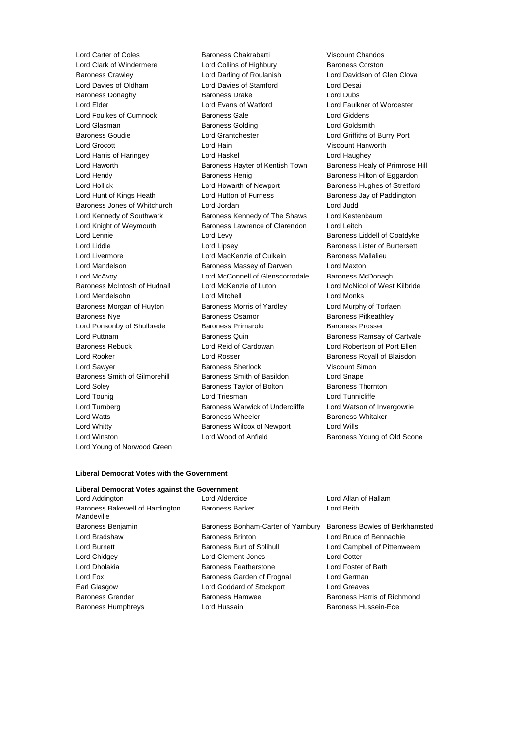Lord Carter of Coles
Baroness Chakrabarti
Viscount Chandos
Lord Clark of Windermere
Lord Collins of Highbury
Baroness Corston
Baroness Crawley
Lord Darling of Roulanish
Lord Davidson of Glen Clova
Lord Davies of Oldham
Lord Davies of Stamford
Lord Desai
Baroness Donaghy
Baroness Drake
Lord Dubs
Lord Elder
Lord Evans of Watford
Lord Faulkner of Worcester
Lord Foulkes of Cumnock
Baroness Gale
Lord Giddens
Lord Glasman
Baroness Golding
Lord Goldsmith
Baroness Goudie
Lord Grantchester
Lord Griffiths of Burry Port
Lord Grocott
Lord Hain
Viscount Hanworth
Lord Harris of Haringey
Lord Haskel
Lord Haughey
Lord Haworth
Baroness Hayter of Kentish Town
Baroness Healy of Primrose Hill
Lord Hendy
Baroness Henig
Baroness Hilton of Eggardon
Lord Hollick
Lord Howarth of Newport
Baroness Hughes of Stretford
Lord Hunt of Kings Heath
Lord Hutton of Furness
Baroness Jay of Paddington
Baroness Jones of Whitchurch
Lord Jordan
Lord Judd
Lord Kennedy of Southwark
Baroness Kennedy of The Shaws
Lord Kestenbaum
Lord Knight of Weymouth
Baroness Lawrence of Clarendon
Lord Leitch
Lord Lennie
Lord Levy
Baroness Liddell of Coatdyke
Lord Liddle
Lord Lipsey
Baroness Lister of Burtersett
Lord Livermore
Lord MacKenzie of Culkein
Baroness Mallalieu
Lord Mandelson
Baroness Massey of Darwen
Lord Maxton
Lord McAvoy
Lord McConnell of Glenscorrodale
Baroness McDonagh
Baroness McIntosh of Hudnall
Lord McKenzie of Luton
Lord McNicol of West Kilbride
Lord Mendelsohn
Lord Mitchell
Lord Monks
Baroness Morgan of Huyton
Baroness Morris of Yardley
Lord Murphy of Torfaen
Baroness Nye
Baroness Osamor
Baroness Pitkeathley
Lord Ponsonby of Shulbrede
Baroness Primarolo
Baroness Prosser
Lord Puttnam
Baroness Quin
Baroness Ramsay of Cartvale
Baroness Rebuck
Lord Reid of Cardowan
Lord Robertson of Port Ellen
Lord Rooker
Lord Rosser
Baroness Royall of Blaisdon
Lord Sawyer
Baroness Sherlock
Viscount Simon
Baroness Smith of Gilmorehill
Baroness Smith of Basildon
Lord Snape
Lord Soley
Baroness Taylor of Bolton
Baroness Thornton
Lord Touhig
Lord Triesman
Lord Tunnicliffe
Lord Turnberg
Baroness Warwick of Undercliffe
Lord Watson of Invergowrie
Lord Watts
Baroness Wheeler
Baroness Whitaker
Lord Whitty
Baroness Wilcox of Newport
Lord Wills
Lord Winston
Lord Wood of Anfield
Baroness Young of Old Scone
Lord Young of Norwood Green

---

**Liberal Democrat Votes with the Government**

**Liberal Democrat Votes against the Government**

Lord Addington
Lord Alderdice
Lord Allan of Hallam
Baroness Bakewell of Hardington Mandeville
Baroness Barker
Lord Beith
Baroness Benjamin
Baroness Bonham-Carter of Yarnbury
Baroness Bowles of Berkhamsted
Lord Bradshaw
Baroness Brinton
Lord Bruce of Bennachie
Lord Burnett
Baroness Burt of Solihull
Lord Campbell of Pittenweem
Lord Chidgey
Lord Clement-Jones
Lord Cotter
Lord Dholakia
Baroness Featherstone
Lord Foster of Bath
Lord Fox
Baroness Garden of Frognal
Lord German
Earl Glasgow
Lord Goddard of Stockport
Lord Greaves
Baroness Grender
Baroness Hamwee
Baroness Harris of Richmond
Baroness Humphreys
Lord Hussain
Baroness Hussein-Ece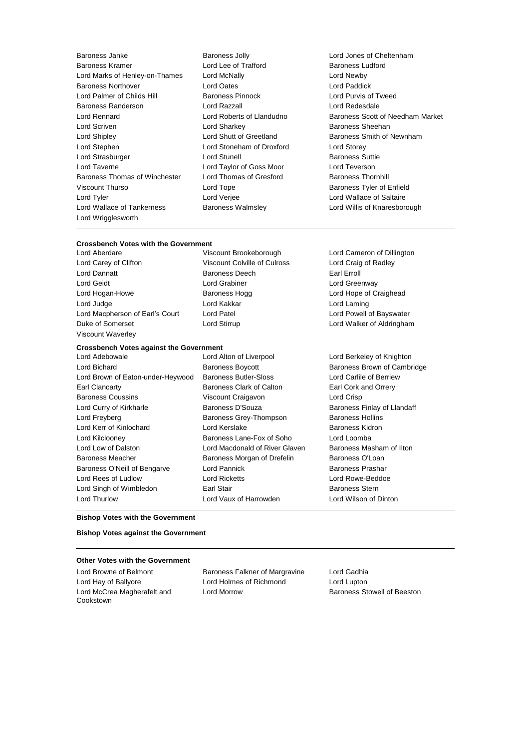Baroness Janke
Baroness Jolly
Lord Jones of Cheltenham
Baroness Kramer
Lord Lee of Trafford
Baroness Ludford
Lord Marks of Henley-on-Thames
Lord McNally
Lord Newby
Baroness Northover
Lord Oates
Lord Paddick
Lord Palmer of Childs Hill
Baroness Pinnock
Lord Purvis of Tweed
Baroness Randerson
Lord Razzall
Lord Redesdale
Lord Rennard
Lord Roberts of Llandudno
Baroness Scott of Needham Market
Lord Scriven
Lord Sharkey
Baroness Sheehan
Lord Shipley
Lord Shutt of Greetland
Baroness Smith of Newnham
Lord Stephen
Lord Stoneham of Droxford
Lord Storey
Lord Strasburger
Lord Stunell
Baroness Suttie
Lord Taverne
Lord Taylor of Goss Moor
Lord Teverson
Baroness Thomas of Winchester
Lord Thomas of Gresford
Baroness Thornhill
Viscount Thurso
Lord Tope
Baroness Tyler of Enfield
Lord Tyler
Lord Verjee
Lord Wallace of Saltaire
Lord Wallace of Tankerness
Baroness Walmsley
Lord Willis of Knaresborough
Lord Wrigglesworth

---

**Crossbench Votes with the Government**

Lord Aberdare
Viscount Brookeborough
Lord Cameron of Dillington
Lord Carey of Clifton
Viscount Colville of Culross
Lord Craig of Radley
Lord Dannatt
Baroness Deech
Earl Erroll
Lord Geidt
Lord Grabiner
Lord Greenway
Lord Hogan-Howe
Baroness Hogg
Lord Hope of Craighead
Lord Judge
Lord Kakkar
Lord Laming
Lord Macpherson of Earl's Court
Lord Patel
Lord Powell of Bayswater
Duke of Somerset
Lord Stirrup
Lord Walker of Aldringham
Viscount Waverley

**Crossbench Votes against the Government**

Lord Adebowale
Lord Alton of Liverpool
Lord Berkeley of Knighton
Lord Bichard
Baroness Boycott
Baroness Brown of Cambridge
Lord Brown of Eaton-under-Heywood
Baroness Butler-Sloss
Lord Carlile of Berriew
Earl Clancarty
Baroness Clark of Calton
Earl Cork and Orrery
Baroness Coussins
Viscount Craigavon
Lord Crisp
Lord Curry of Kirkharle
Baroness D'Souza
Baroness Finlay of Llandaff
Lord Freyberg
Baroness Grey-Thompson
Baroness Hollins
Lord Kerr of Kinlochard
Lord Kerslake
Baroness Kidron
Lord Kilclooney
Baroness Lane-Fox of Soho
Lord Loomba
Lord Low of Dalston
Lord Macdonald of River Glaven
Baroness Masham of Ilton
Baroness Meacher
Baroness Morgan of Drefelin
Baroness O'Loan
Baroness O'Neill of Bengarve
Lord Pannick
Baroness Prashar
Lord Rees of Ludlow
Lord Ricketts
Lord Rowe-Beddoe
Lord Singh of Wimbledon
Earl Stair
Baroness Stern
Lord Thurlow
Lord Vaux of Harrowden
Lord Wilson of Dinton

---

**Bishop Votes with the Government**

**Bishop Votes against the Government**

---

**Other Votes with the Government**

Lord Browne of Belmont
Baroness Falkner of Margravine
Lord Gadhia
Lord Hay of Ballyore
Lord Holmes of Richmond
Lord Lupton
Lord McCrea Magherafelt and Cookstown
Lord Morrow
Baroness Stowell of Beeston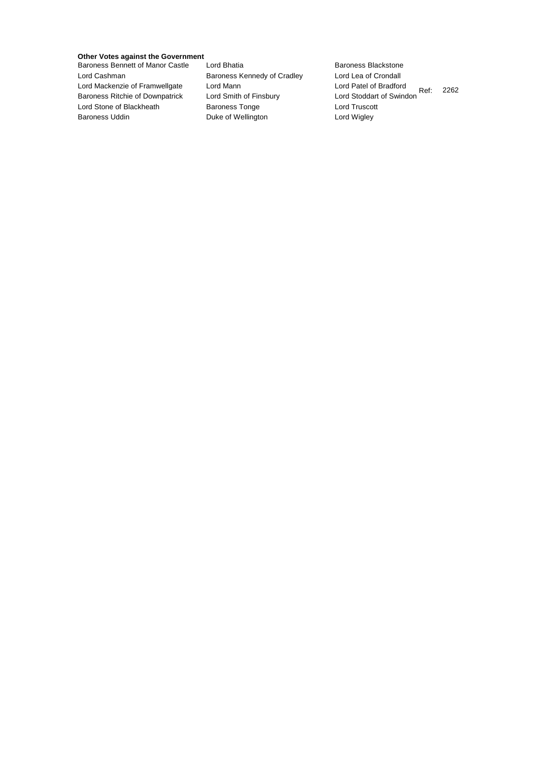**Other Votes against the Government**

| | | |
|---|---|---|
| Baroness Bennett of Manor Castle | Lord Bhatia | Baroness Blackstone |
| Lord Cashman | Baroness Kennedy of Cradley | Lord Lea of Crondall |
| Lord Mackenzie of Framwellgate | Lord Mann | Lord Patel of Bradford |
| Baroness Ritchie of Downpatrick | Lord Smith of Finsbury | Lord Stoddart of Swindon |
| Lord Stone of Blackheath | Baroness Tonge | Lord Truscott |
| Baroness Uddin | Duke of Wellington | Lord Wigley |

Ref: 2262